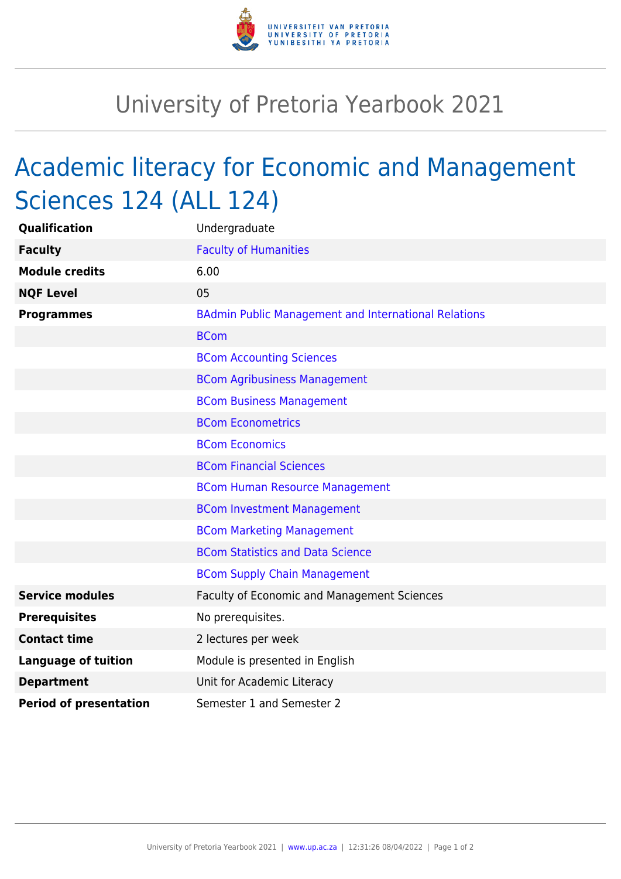# University of Pretoria Yearbook 2021

## Academic literacy for Economic and Management Sciences 124 (ALL 124)

| | |
|---|---|
| **Qualification** | Undergraduate |
| **Faculty** | Faculty of Humanities |
| **Module credits** | 6.00 |
| **NQF Level** | 05 |
| **Programmes** | BAdmin Public Management and International Relations |
| | BCom |
| | BCom Accounting Sciences |
| | BCom Agribusiness Management |
| | BCom Business Management |
| | BCom Econometrics |
| | BCom Economics |
| | BCom Financial Sciences |
| | BCom Human Resource Management |
| | BCom Investment Management |
| | BCom Marketing Management |
| | BCom Statistics and Data Science |
| | BCom Supply Chain Management |
| **Service modules** | Faculty of Economic and Management Sciences |
| **Prerequisites** | No prerequisites. |
| **Contact time** | 2 lectures per week |
| **Language of tuition** | Module is presented in English |
| **Department** | Unit for Academic Literacy |
| **Period of presentation** | Semester 1 and Semester 2 |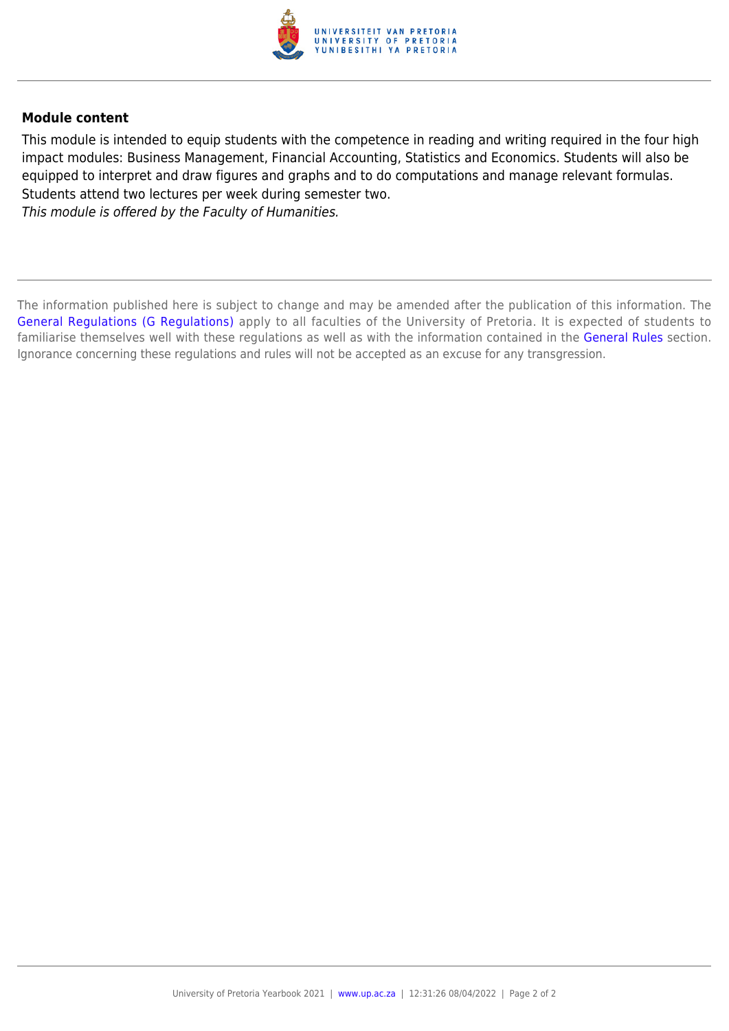### Module content

This module is intended to equip students with the competence in reading and writing required in the four high impact modules: Business Management, Financial Accounting, Statistics and Economics. Students will also be equipped to interpret and draw figures and graphs and to do computations and manage relevant formulas. Students attend two lectures per week during semester two.

*This module is offered by the Faculty of Humanities.*

---

The information published here is subject to change and may be amended after the publication of this information. The General Regulations (G Regulations) apply to all faculties of the University of Pretoria. It is expected of students to familiarise themselves well with these regulations as well as with the information contained in the General Rules section. Ignorance concerning these regulations and rules will not be accepted as an excuse for any transgression.